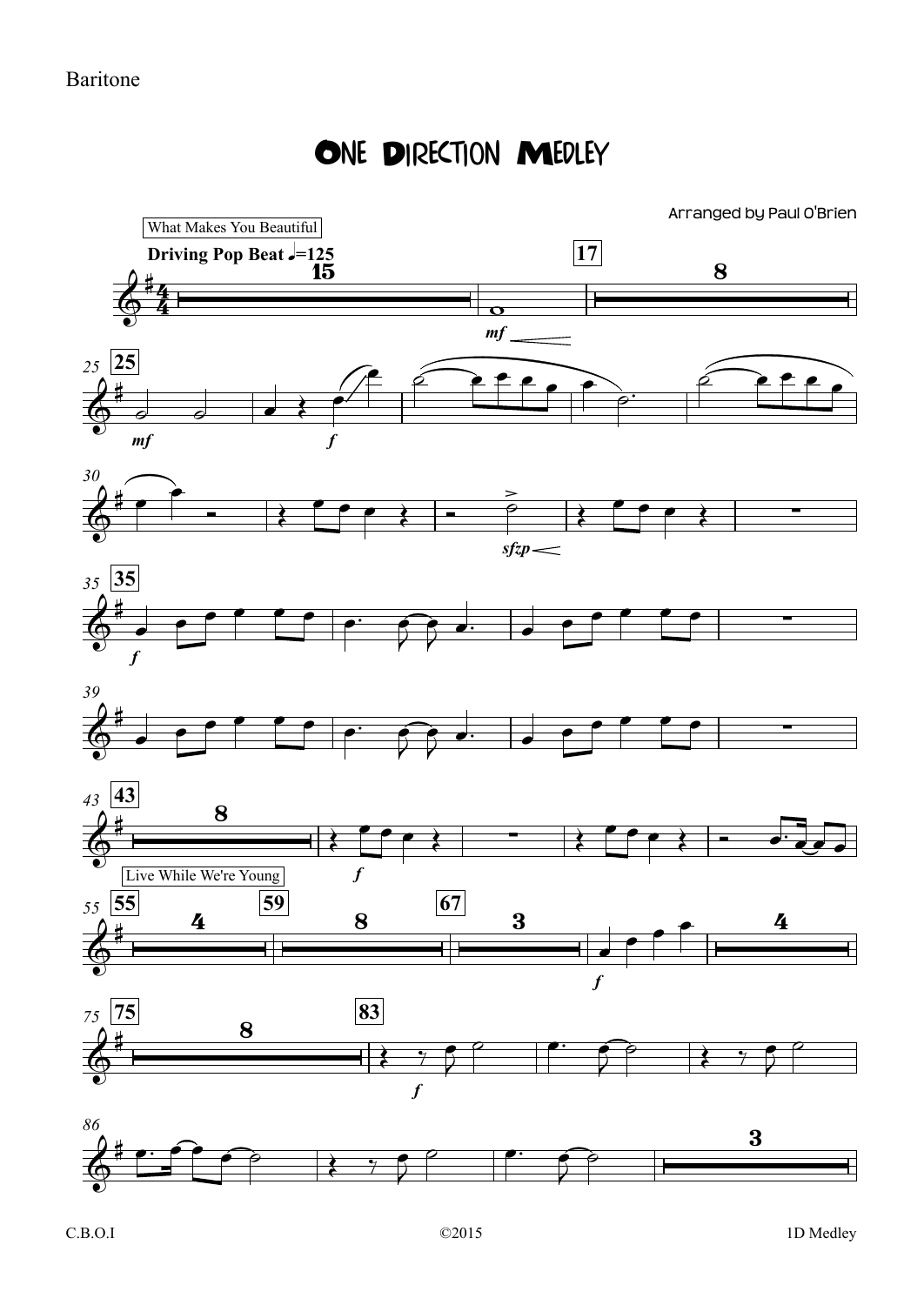Baritone

# ONE DIRECTION MEDLEY

Arranged by Paul O'Brien

What Makes You Beautiful

**Driving Pop Beat** ♩=125

Live While We're Young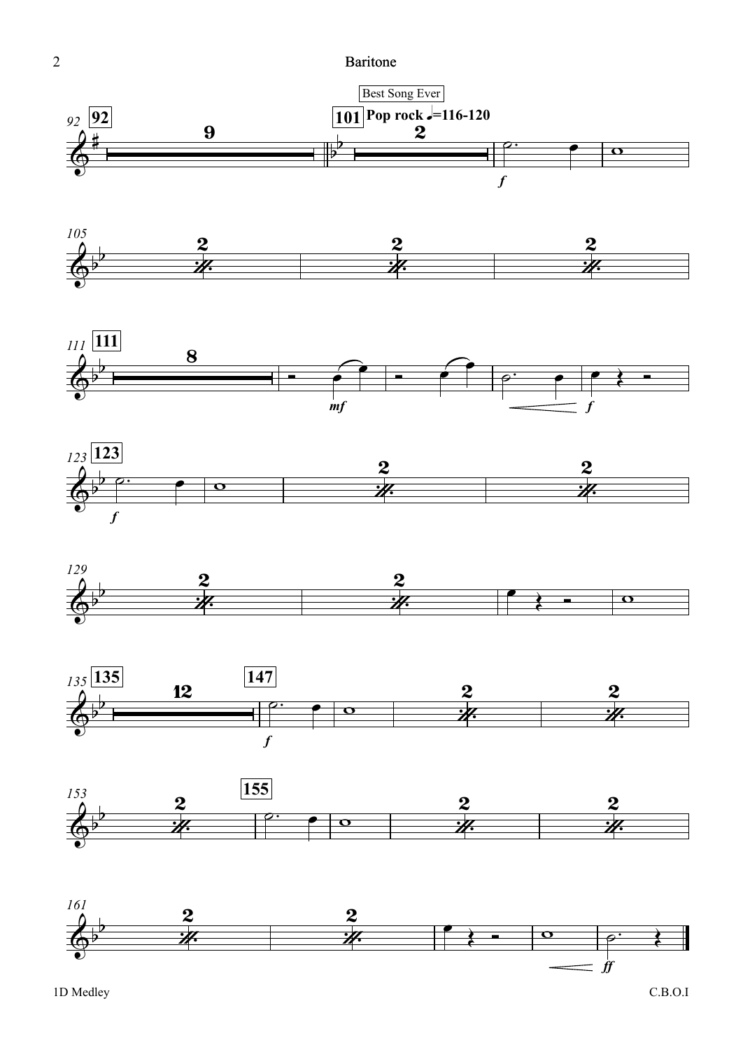Baritone

Best Song Ever

Pop rock ♩=116-120